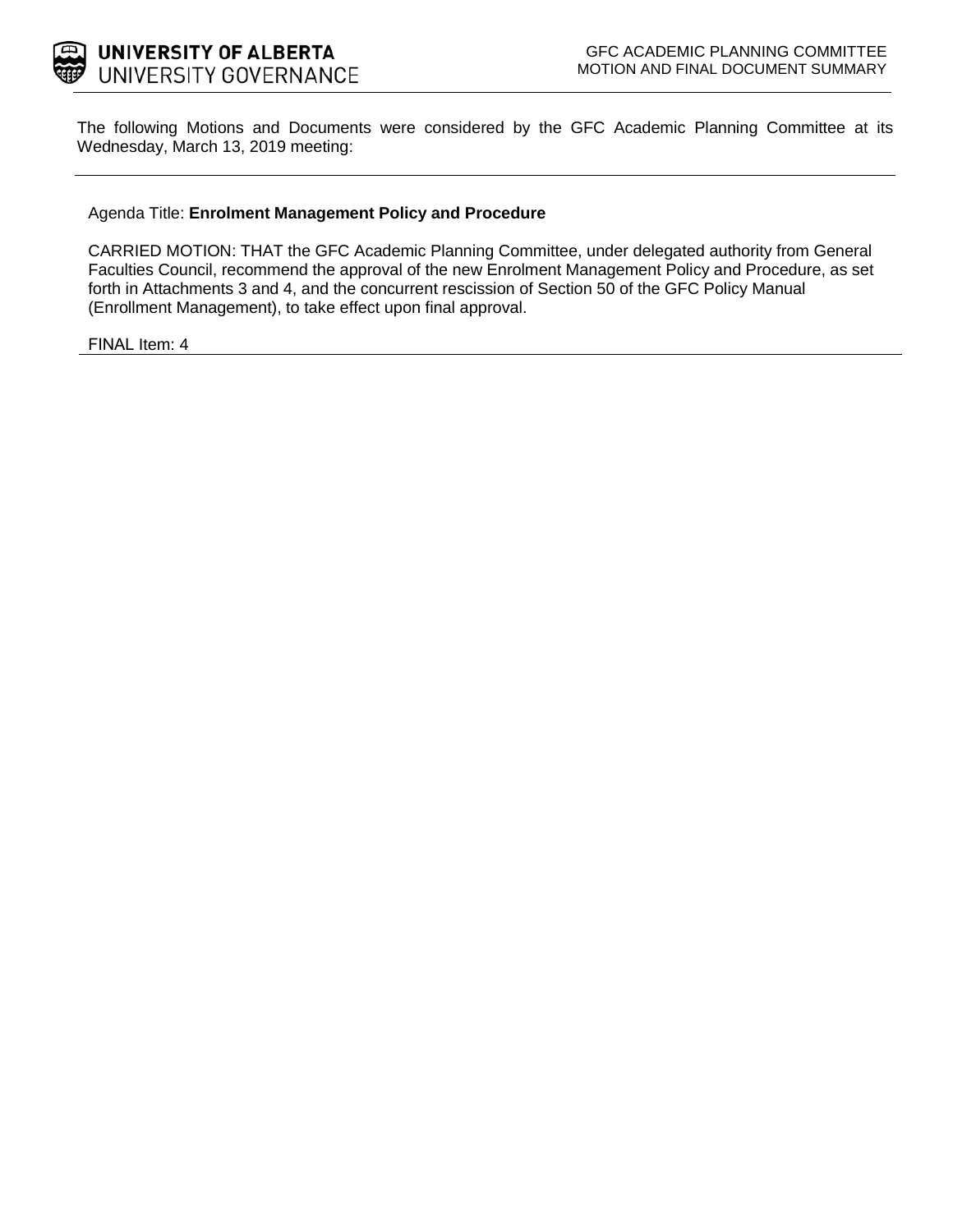**UNIVERSITY OF ALBERTA**
UNIVERSITY GOVERNANCE

GFC ACADEMIC PLANNING COMMITTEE
MOTION AND FINAL DOCUMENT SUMMARY

The following Motions and Documents were considered by the GFC Academic Planning Committee at its Wednesday, March 13, 2019 meeting:

---

Agenda Title: **Enrolment Management Policy and Procedure**

CARRIED MOTION: THAT the GFC Academic Planning Committee, under delegated authority from General Faculties Council, recommend the approval of the new Enrolment Management Policy and Procedure, as set forth in Attachments 3 and 4, and the concurrent rescission of Section 50 of the GFC Policy Manual (Enrollment Management), to take effect upon final approval.

FINAL Item: 4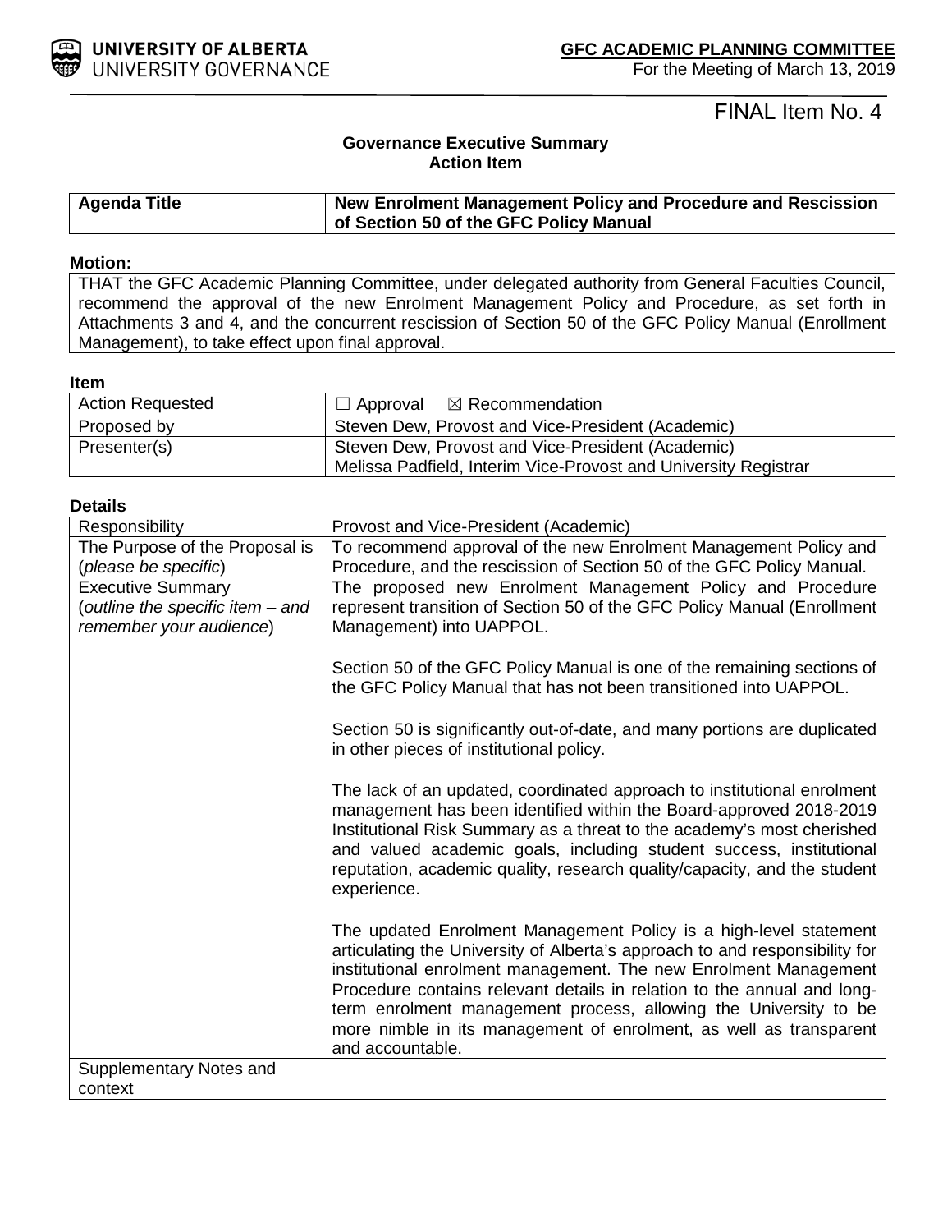UNIVERSITY OF ALBERTA
UNIVERSITY GOVERNANCE

**GFC ACADEMIC PLANNING COMMITTEE**
For the Meeting of March 13, 2019

FINAL Item No. 4

**Governance Executive Summary**
**Action Item**

| **Agenda Title** | **New Enrolment Management Policy and Procedure and Rescission of Section 50 of the GFC Policy Manual** |
|---|---|

**Motion:**

THAT the GFC Academic Planning Committee, under delegated authority from General Faculties Council, recommend the approval of the new Enrolment Management Policy and Procedure, as set forth in Attachments 3 and 4, and the concurrent rescission of Section 50 of the GFC Policy Manual (Enrollment Management), to take effect upon final approval.

**Item**

| | |
|---|---|
| Action Requested | ☐ Approval ☒ Recommendation |
| Proposed by | Steven Dew, Provost and Vice-President (Academic) |
| Presenter(s) | Steven Dew, Provost and Vice-President (Academic)<br>Melissa Padfield, Interim Vice-Provost and University Registrar |

**Details**

| | |
|---|---|
| Responsibility | Provost and Vice-President (Academic) |
| The Purpose of the Proposal is (*please be specific*) | To recommend approval of the new Enrolment Management Policy and Procedure, and the rescission of Section 50 of the GFC Policy Manual. |
| Executive Summary (*outline the specific item – and remember your audience*) | The proposed new Enrolment Management Policy and Procedure represent transition of Section 50 of the GFC Policy Manual (Enrollment Management) into UAPPOL.<br><br>Section 50 of the GFC Policy Manual is one of the remaining sections of the GFC Policy Manual that has not been transitioned into UAPPOL.<br><br>Section 50 is significantly out-of-date, and many portions are duplicated in other pieces of institutional policy.<br><br>The lack of an updated, coordinated approach to institutional enrolment management has been identified within the Board-approved 2018-2019 Institutional Risk Summary as a threat to the academy's most cherished and valued academic goals, including student success, institutional reputation, academic quality, research quality/capacity, and the student experience.<br><br>The updated Enrolment Management Policy is a high-level statement articulating the University of Alberta's approach to and responsibility for institutional enrolment management. The new Enrolment Management Procedure contains relevant details in relation to the annual and long-term enrolment management process, allowing the University to be more nimble in its management of enrolment, as well as transparent and accountable. |
| Supplementary Notes and context | |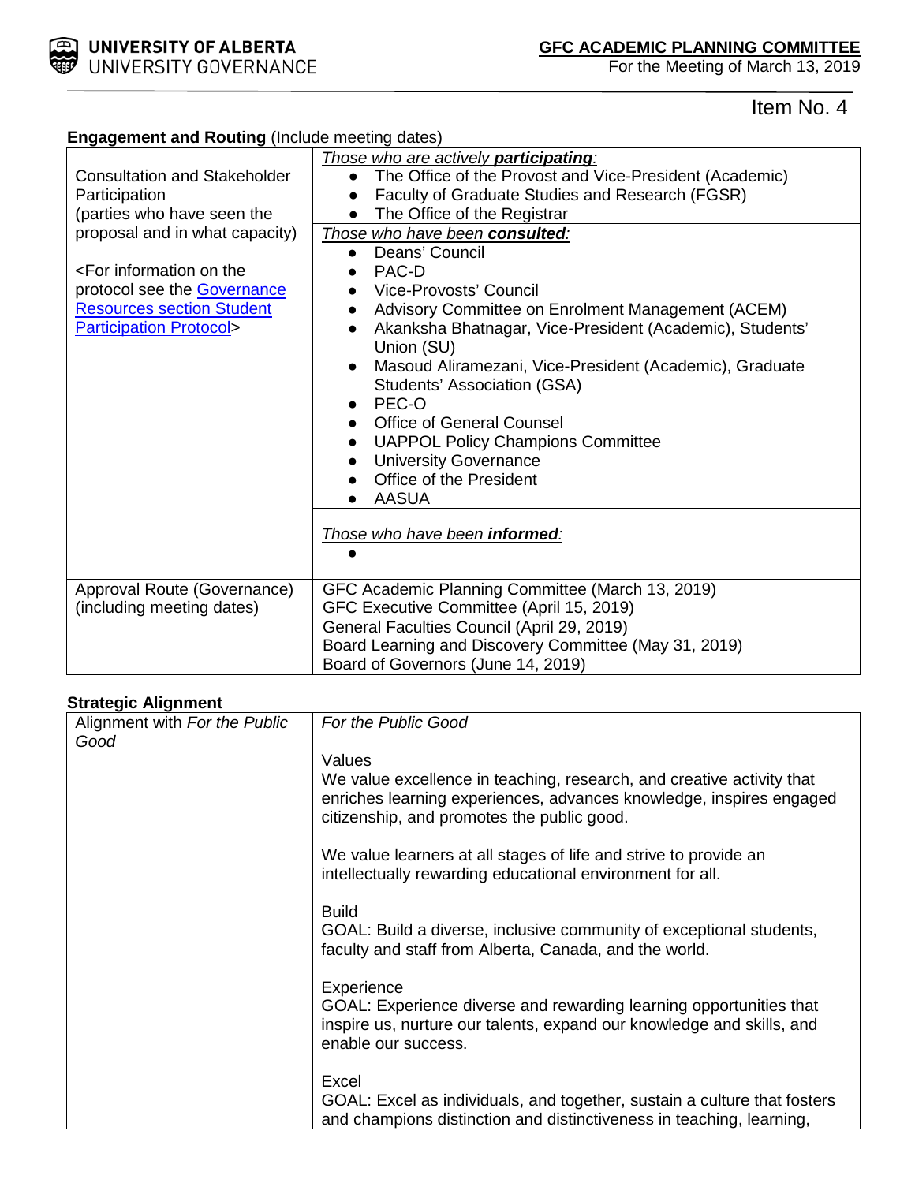Item No. 4

**Engagement and Routing** (Include meeting dates)

| | |
|---|---|
| Consultation and Stakeholder Participation (parties who have seen the proposal and in what capacity)<br><br><For information on the protocol see the [Governance Resources section Student Participation Protocol]> | *Those who are actively **participating**:*<br>• The Office of the Provost and Vice-President (Academic)<br>• Faculty of Graduate Studies and Research (FGSR)<br>• The Office of the Registrar |
| | *Those who have been **consulted**:*<br>• Deans' Council<br>• PAC-D<br>• Vice-Provosts' Council<br>• Advisory Committee on Enrolment Management (ACEM)<br>• Akanksha Bhatnagar, Vice-President (Academic), Students' Union (SU)<br>• Masoud Aliramezani, Vice-President (Academic), Graduate Students' Association (GSA)<br>• PEC-O<br>• Office of General Counsel<br>• UAPPOL Policy Champions Committee<br>• University Governance<br>• Office of the President<br>• AASUA |
| | *Those who have been **informed**:*<br>• |
| Approval Route (Governance) (including meeting dates) | GFC Academic Planning Committee (March 13, 2019)<br>GFC Executive Committee (April 15, 2019)<br>General Faculties Council (April 29, 2019)<br>Board Learning and Discovery Committee (May 31, 2019)<br>Board of Governors (June 14, 2019) |

**Strategic Alignment**

| | |
|---|---|
| Alignment with *For the Public Good* | *For the Public Good*<br><br>Values<br>We value excellence in teaching, research, and creative activity that enriches learning experiences, advances knowledge, inspires engaged citizenship, and promotes the public good.<br><br>We value learners at all stages of life and strive to provide an intellectually rewarding educational environment for all.<br><br>Build<br>GOAL: Build a diverse, inclusive community of exceptional students, faculty and staff from Alberta, Canada, and the world.<br><br>Experience<br>GOAL: Experience diverse and rewarding learning opportunities that inspire us, nurture our talents, expand our knowledge and skills, and enable our success.<br><br>Excel<br>GOAL: Excel as individuals, and together, sustain a culture that fosters and champions distinction and distinctiveness in teaching, learning, |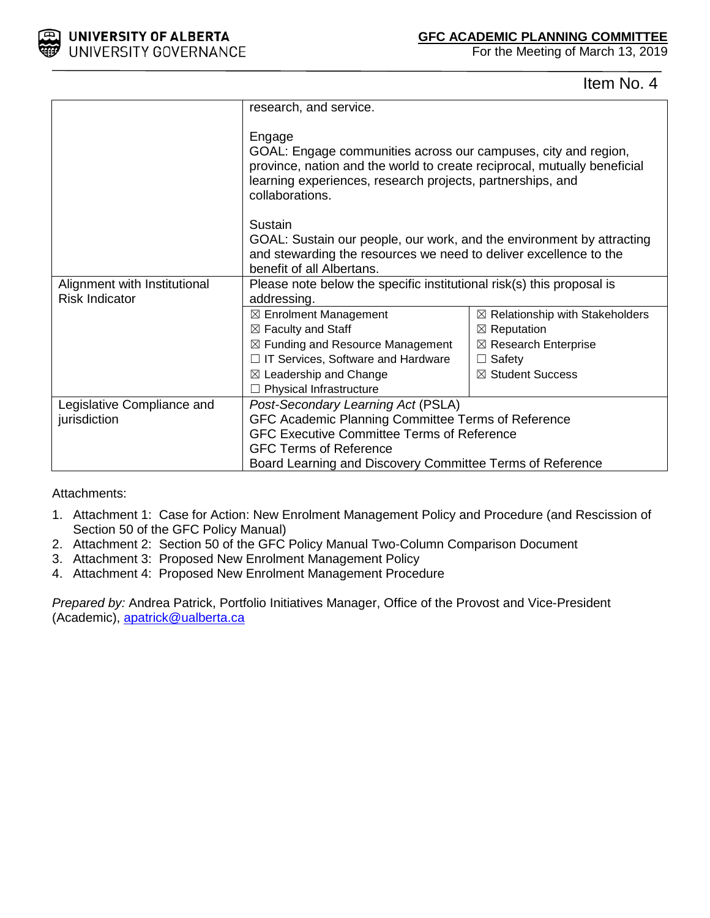Item No. 4

| | |
|---|---|
| | research, and service.<br><br>Engage<br>GOAL: Engage communities across our campuses, city and region, province, nation and the world to create reciprocal, mutually beneficial learning experiences, research projects, partnerships, and collaborations.<br><br>Sustain<br>GOAL: Sustain our people, our work, and the environment by attracting and stewarding the resources we need to deliver excellence to the benefit of all Albertans. |
| Alignment with Institutional Risk Indicator | Please note below the specific institutional risk(s) this proposal is addressing.<br>☒ Enrolment Management<br>☒ Faculty and Staff<br>☒ Funding and Resource Management<br>☐ IT Services, Software and Hardware<br>☒ Leadership and Change<br>☐ Physical Infrastructure<br>☒ Relationship with Stakeholders<br>☒ Reputation<br>☒ Research Enterprise<br>☐ Safety<br>☒ Student Success |
| Legislative Compliance and jurisdiction | *Post-Secondary Learning Act* (PSLA)<br>GFC Academic Planning Committee Terms of Reference<br>GFC Executive Committee Terms of Reference<br>GFC Terms of Reference<br>Board Learning and Discovery Committee Terms of Reference |

Attachments:

1. Attachment 1: Case for Action: New Enrolment Management Policy and Procedure (and Rescission of Section 50 of the GFC Policy Manual)
2. Attachment 2: Section 50 of the GFC Policy Manual Two-Column Comparison Document
3. Attachment 3: Proposed New Enrolment Management Policy
4. Attachment 4: Proposed New Enrolment Management Procedure

*Prepared by:* Andrea Patrick, Portfolio Initiatives Manager, Office of the Provost and Vice-President (Academic), apatrick@ualberta.ca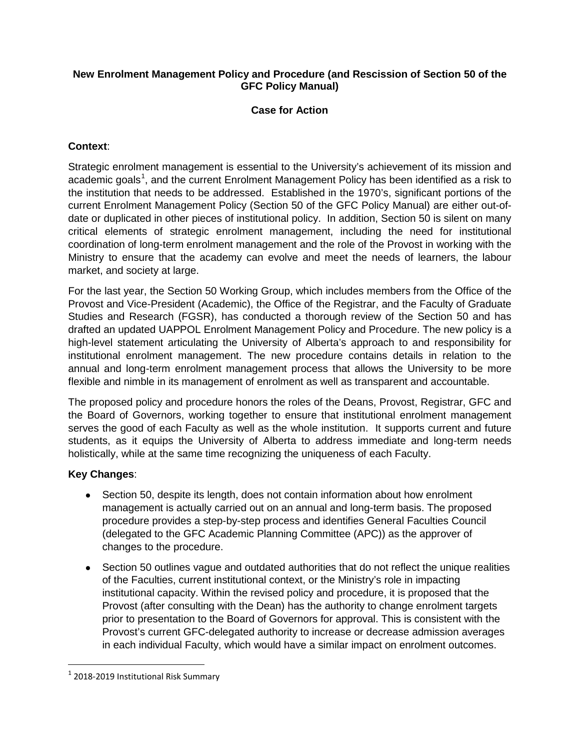**New Enrolment Management Policy and Procedure (and Rescission of Section 50 of the GFC Policy Manual)**

**Case for Action**

**Context**:

Strategic enrolment management is essential to the University's achievement of its mission and academic goals[1], and the current Enrolment Management Policy has been identified as a risk to the institution that needs to be addressed. Established in the 1970's, significant portions of the current Enrolment Management Policy (Section 50 of the GFC Policy Manual) are either out-of-date or duplicated in other pieces of institutional policy. In addition, Section 50 is silent on many critical elements of strategic enrolment management, including the need for institutional coordination of long-term enrolment management and the role of the Provost in working with the Ministry to ensure that the academy can evolve and meet the needs of learners, the labour market, and society at large.

For the last year, the Section 50 Working Group, which includes members from the Office of the Provost and Vice-President (Academic), the Office of the Registrar, and the Faculty of Graduate Studies and Research (FGSR), has conducted a thorough review of the Section 50 and has drafted an updated UAPPOL Enrolment Management Policy and Procedure. The new policy is a high-level statement articulating the University of Alberta's approach to and responsibility for institutional enrolment management. The new procedure contains details in relation to the annual and long-term enrolment management process that allows the University to be more flexible and nimble in its management of enrolment as well as transparent and accountable.

The proposed policy and procedure honors the roles of the Deans, Provost, Registrar, GFC and the Board of Governors, working together to ensure that institutional enrolment management serves the good of each Faculty as well as the whole institution. It supports current and future students, as it equips the University of Alberta to address immediate and long-term needs holistically, while at the same time recognizing the uniqueness of each Faculty.

**Key Changes**:

- Section 50, despite its length, does not contain information about how enrolment management is actually carried out on an annual and long-term basis. The proposed procedure provides a step-by-step process and identifies General Faculties Council (delegated to the GFC Academic Planning Committee (APC)) as the approver of changes to the procedure.
- Section 50 outlines vague and outdated authorities that do not reflect the unique realities of the Faculties, current institutional context, or the Ministry's role in impacting institutional capacity. Within the revised policy and procedure, it is proposed that the Provost (after consulting with the Dean) has the authority to change enrolment targets prior to presentation to the Board of Governors for approval. This is consistent with the Provost's current GFC-delegated authority to increase or decrease admission averages in each individual Faculty, which would have a similar impact on enrolment outcomes.

[1] 2018-2019 Institutional Risk Summary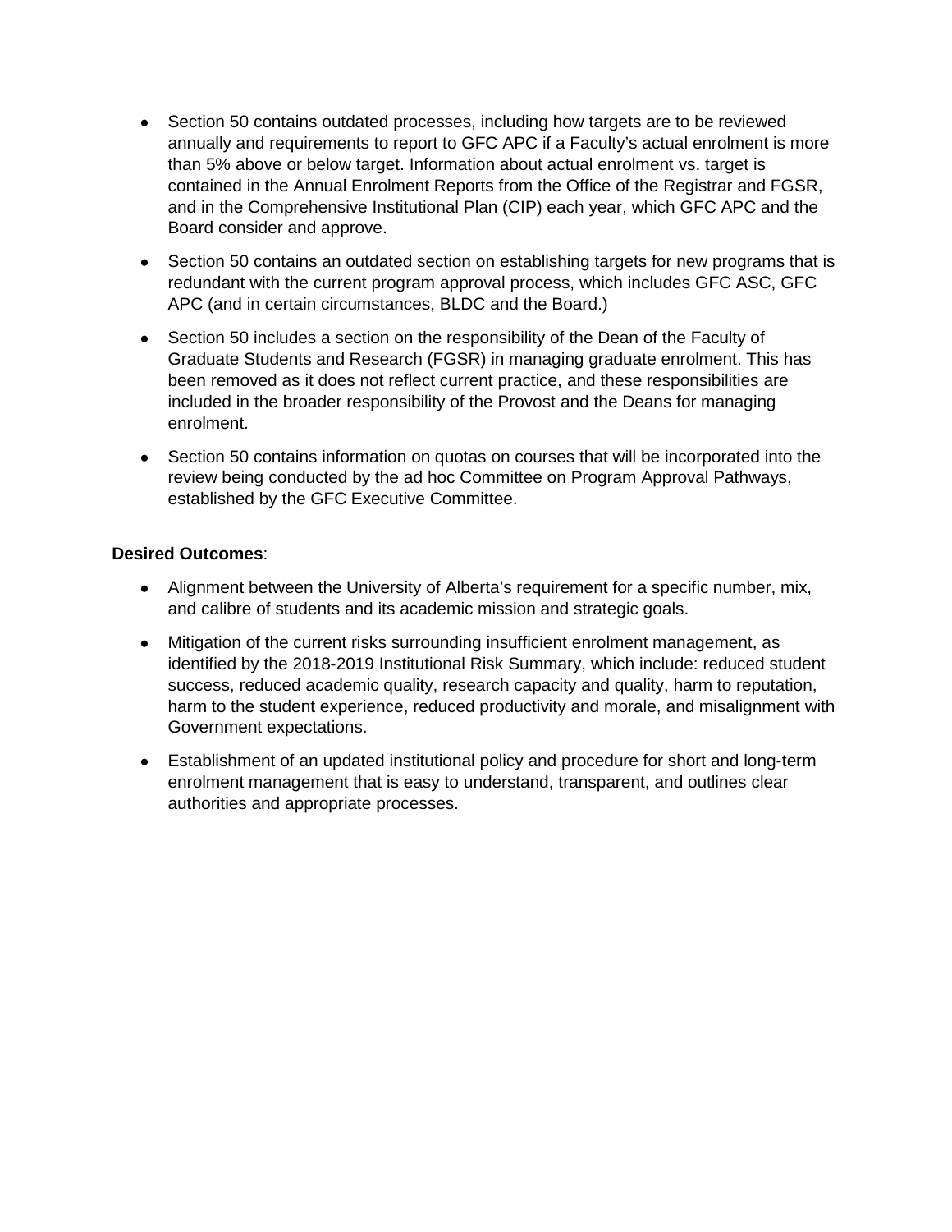- Section 50 contains outdated processes, including how targets are to be reviewed annually and requirements to report to GFC APC if a Faculty's actual enrolment is more than 5% above or below target. Information about actual enrolment vs. target is contained in the Annual Enrolment Reports from the Office of the Registrar and FGSR, and in the Comprehensive Institutional Plan (CIP) each year, which GFC APC and the Board consider and approve.
- Section 50 contains an outdated section on establishing targets for new programs that is redundant with the current program approval process, which includes GFC ASC, GFC APC (and in certain circumstances, BLDC and the Board.)
- Section 50 includes a section on the responsibility of the Dean of the Faculty of Graduate Students and Research (FGSR) in managing graduate enrolment. This has been removed as it does not reflect current practice, and these responsibilities are included in the broader responsibility of the Provost and the Deans for managing enrolment.
- Section 50 contains information on quotas on courses that will be incorporated into the review being conducted by the ad hoc Committee on Program Approval Pathways, established by the GFC Executive Committee.

**Desired Outcomes**:

- Alignment between the University of Alberta's requirement for a specific number, mix, and calibre of students and its academic mission and strategic goals.
- Mitigation of the current risks surrounding insufficient enrolment management, as identified by the 2018-2019 Institutional Risk Summary, which include: reduced student success, reduced academic quality, research capacity and quality, harm to reputation, harm to the student experience, reduced productivity and morale, and misalignment with Government expectations.
- Establishment of an updated institutional policy and procedure for short and long-term enrolment management that is easy to understand, transparent, and outlines clear authorities and appropriate processes.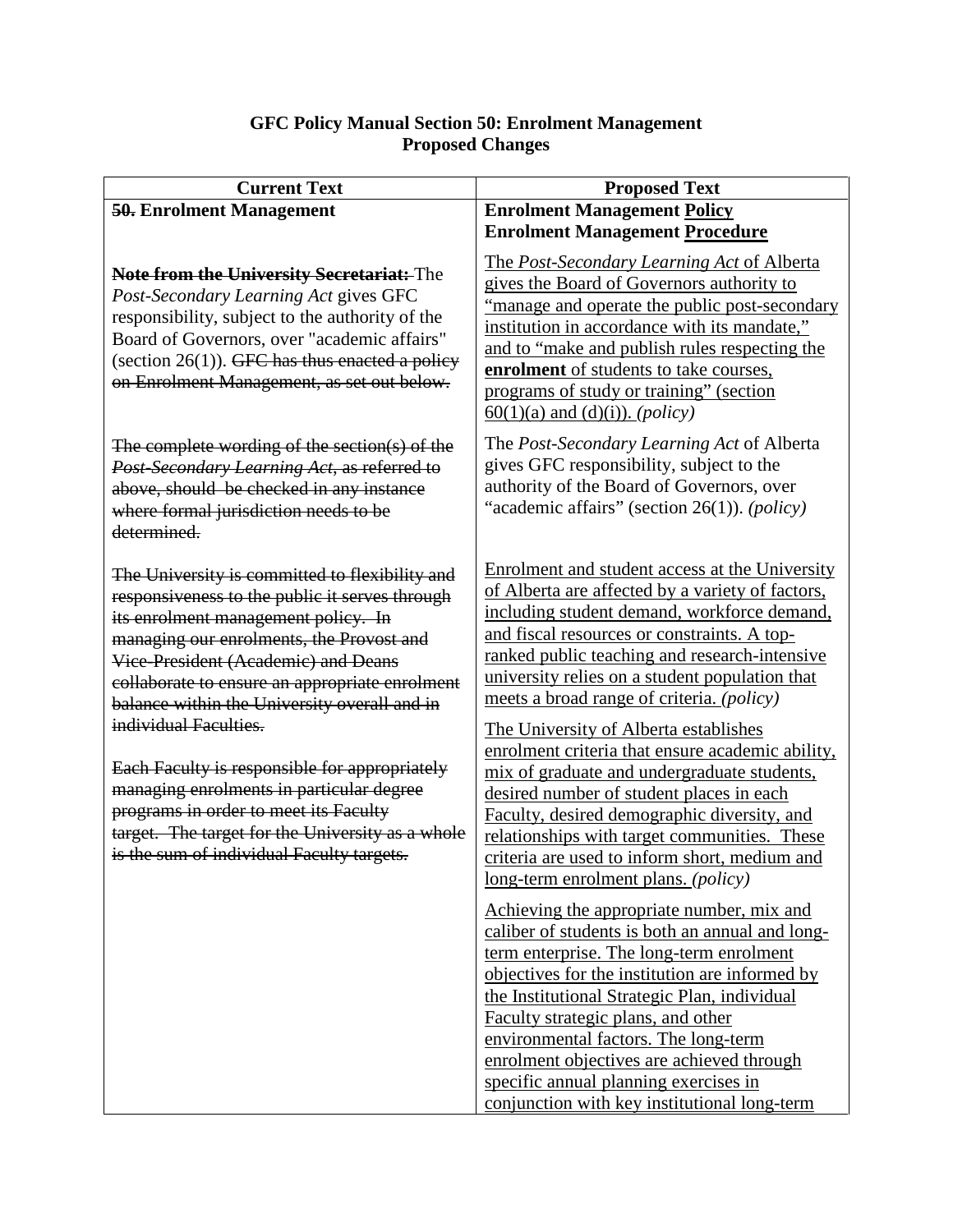**GFC Policy Manual Section 50: Enrolment Management**
**Proposed Changes**

| Current Text | Proposed Text |
|---|---|
| ~~**50.**~~ **Enrolment Management** | **Enrolment Management <u>Policy</u>**<br>**Enrolment Management <u>Procedure</u>** |
| ~~**Note from the University Secretariat:**~~ The *Post-Secondary Learning Act* gives GFC responsibility, subject to the authority of the Board of Governors, over "academic affairs" (section 26(1)). ~~GFC has thus enacted a policy on Enrolment Management, as set out below.~~ | <u>The *Post-Secondary Learning Act* of Alberta gives the Board of Governors authority to "manage and operate the public post-secondary institution in accordance with its mandate," and to "make and publish rules respecting the **enrolment** of students to take courses, programs of study or training" (section 60(1)(a) and (d)(i)).</u> *(policy)* |
| ~~The complete wording of the section(s) of the *Post-Secondary Learning Act*, as referred to above, should be checked in any instance where formal jurisdiction needs to be determined.~~ | The *Post-Secondary Learning Act* of Alberta gives GFC responsibility, subject to the authority of the Board of Governors, over "academic affairs" (section 26(1)). *(policy)* |
| ~~The University is committed to flexibility and responsiveness to the public it serves through its enrolment management policy. In managing our enrolments, the Provost and Vice-President (Academic) and Deans collaborate to ensure an appropriate enrolment balance within the University overall and in individual Faculties.~~<br><br>~~Each Faculty is responsible for appropriately managing enrolments in particular degree programs in order to meet its Faculty target. The target for the University as a whole is the sum of individual Faculty targets.~~ | <u>Enrolment and student access at the University of Alberta are affected by a variety of factors, including student demand, workforce demand, and fiscal resources or constraints. A top-ranked public teaching and research-intensive university relies on a student population that meets a broad range of criteria.</u> *(policy)*<br><br><u>The University of Alberta establishes enrolment criteria that ensure academic ability, mix of graduate and undergraduate students, desired number of student places in each Faculty, desired demographic diversity, and relationships with target communities. These criteria are used to inform short, medium and long-term enrolment plans.</u> *(policy)*<br><br><u>Achieving the appropriate number, mix and caliber of students is both an annual and long-term enterprise. The long-term enrolment objectives for the institution are informed by the Institutional Strategic Plan, individual Faculty strategic plans, and other environmental factors. The long-term enrolment objectives are achieved through specific annual planning exercises in conjunction with key institutional long-term</u> |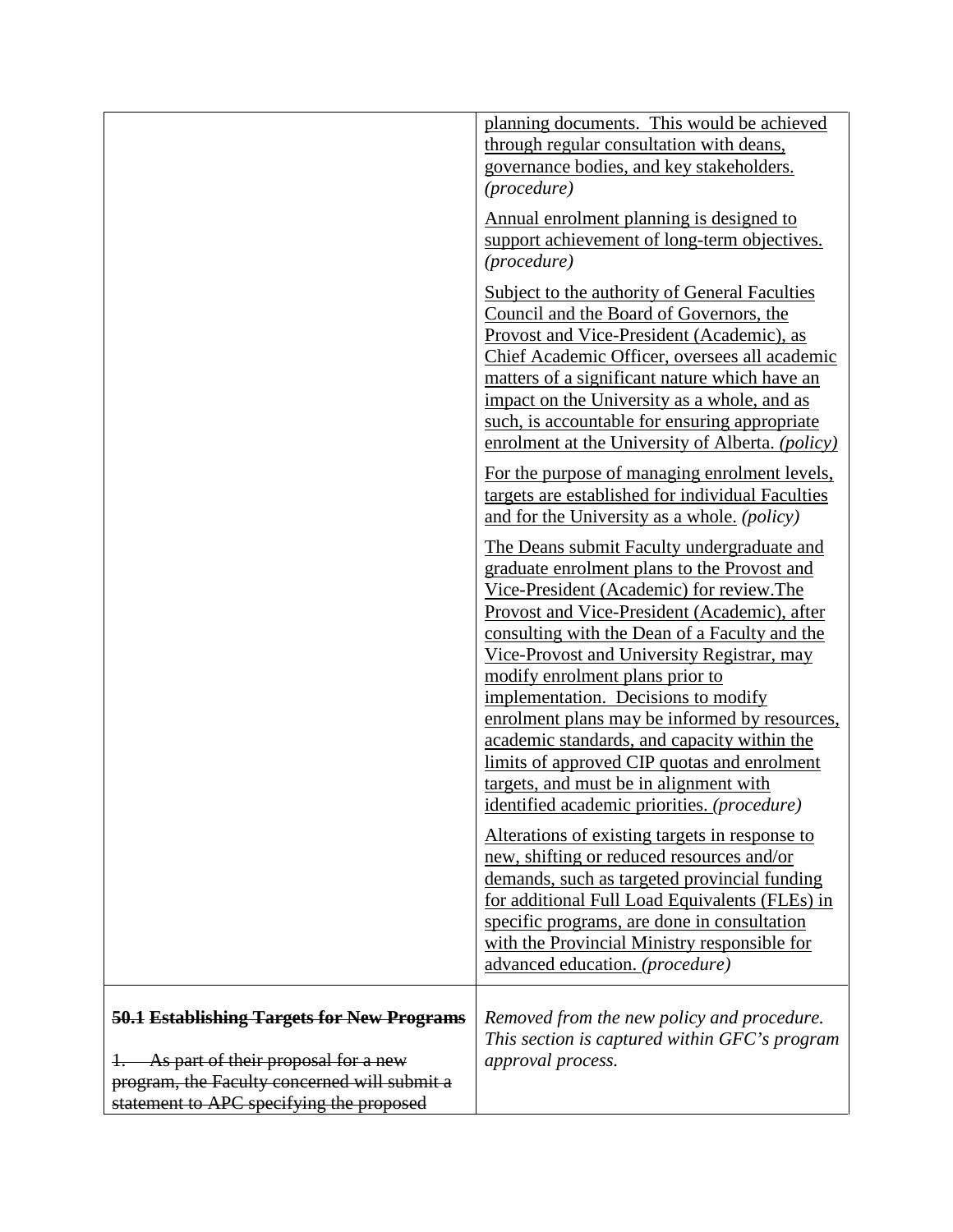| | |
|---|---|
| | <u>planning documents. This would be achieved through regular consultation with deans, governance bodies, and key stakeholders.</u> *(procedure)*<br><br><u>Annual enrolment planning is designed to support achievement of long-term objectives.</u> *(procedure)*<br><br><u>Subject to the authority of General Faculties Council and the Board of Governors, the Provost and Vice-President (Academic), as Chief Academic Officer, oversees all academic matters of a significant nature which have an impact on the University as a whole, and as such, is accountable for ensuring appropriate enrolment at the University of Alberta.</u> *(policy)*<br><br><u>For the purpose of managing enrolment levels, targets are established for individual Faculties and for the University as a whole.</u> *(policy)*<br><br><u>The Deans submit Faculty undergraduate and graduate enrolment plans to the Provost and Vice-President (Academic) for review.The Provost and Vice-President (Academic), after consulting with the Dean of a Faculty and the Vice-Provost and University Registrar, may modify enrolment plans prior to implementation. Decisions to modify enrolment plans may be informed by resources, academic standards, and capacity within the limits of approved CIP quotas and enrolment targets, and must be in alignment with identified academic priorities.</u> *(procedure)*<br><br><u>Alterations of existing targets in response to new, shifting or reduced resources and/or demands, such as targeted provincial funding for additional Full Load Equivalents (FLEs) in specific programs, are done in consultation with the Provincial Ministry responsible for advanced education.</u> *(procedure)* |
| ~~**50.1 Establishing Targets for New Programs**~~<br><br>~~1. As part of their proposal for a new program, the Faculty concerned will submit a statement to APC specifying the proposed~~ | *Removed from the new policy and procedure. This section is captured within GFC's program approval process.* |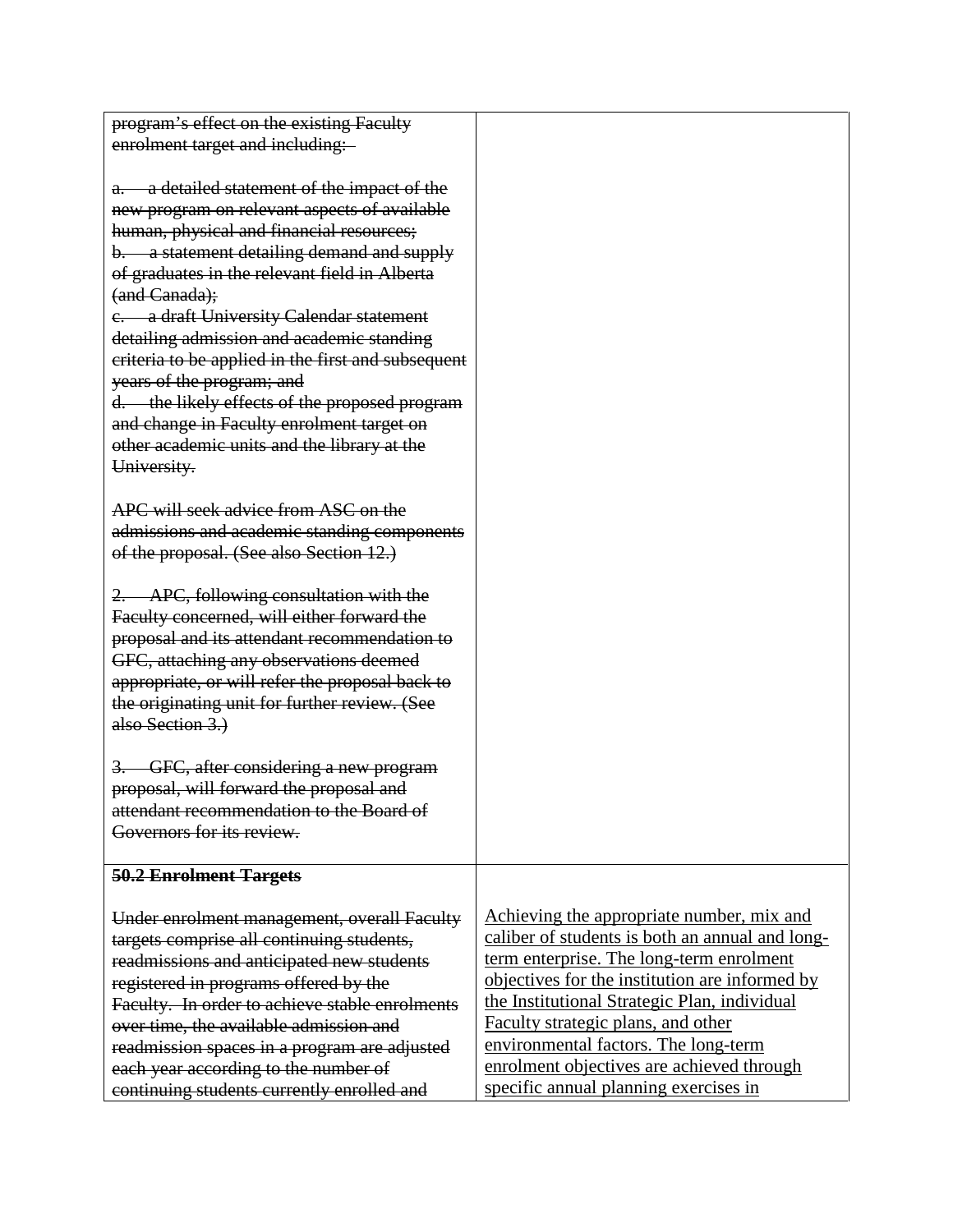| | |
|---|---|
| ~~program's effect on the existing Faculty enrolment target and including:~~<br><br>~~a. a detailed statement of the impact of the new program on relevant aspects of available human, physical and financial resources;~~<br>~~b. a statement detailing demand and supply of graduates in the relevant field in Alberta (and Canada);~~<br>~~c. a draft University Calendar statement detailing admission and academic standing criteria to be applied in the first and subsequent years of the program; and~~<br>~~d. the likely effects of the proposed program and change in Faculty enrolment target on other academic units and the library at the University.~~<br><br>~~APC will seek advice from ASC on the admissions and academic standing components of the proposal. (See also Section 12.)~~<br><br>~~2. APC, following consultation with the Faculty concerned, will either forward the proposal and its attendant recommendation to GFC, attaching any observations deemed appropriate, or will refer the proposal back to the originating unit for further review. (See also Section 3.)~~<br><br>~~3. GFC, after considering a new program proposal, will forward the proposal and attendant recommendation to the Board of Governors for its review.~~ | |
| ~~**50.2 Enrolment Targets**~~<br><br>~~Under enrolment management, overall Faculty targets comprise all continuing students, readmissions and anticipated new students registered in programs offered by the Faculty. In order to achieve stable enrolments over time, the available admission and readmission spaces in a program are adjusted each year according to the number of continuing students currently enrolled and~~ | <u>Achieving the appropriate number, mix and caliber of students is both an annual and long-term enterprise. The long-term enrolment objectives for the institution are informed by the Institutional Strategic Plan, individual Faculty strategic plans, and other environmental factors. The long-term enrolment objectives are achieved through specific annual planning exercises in</u> |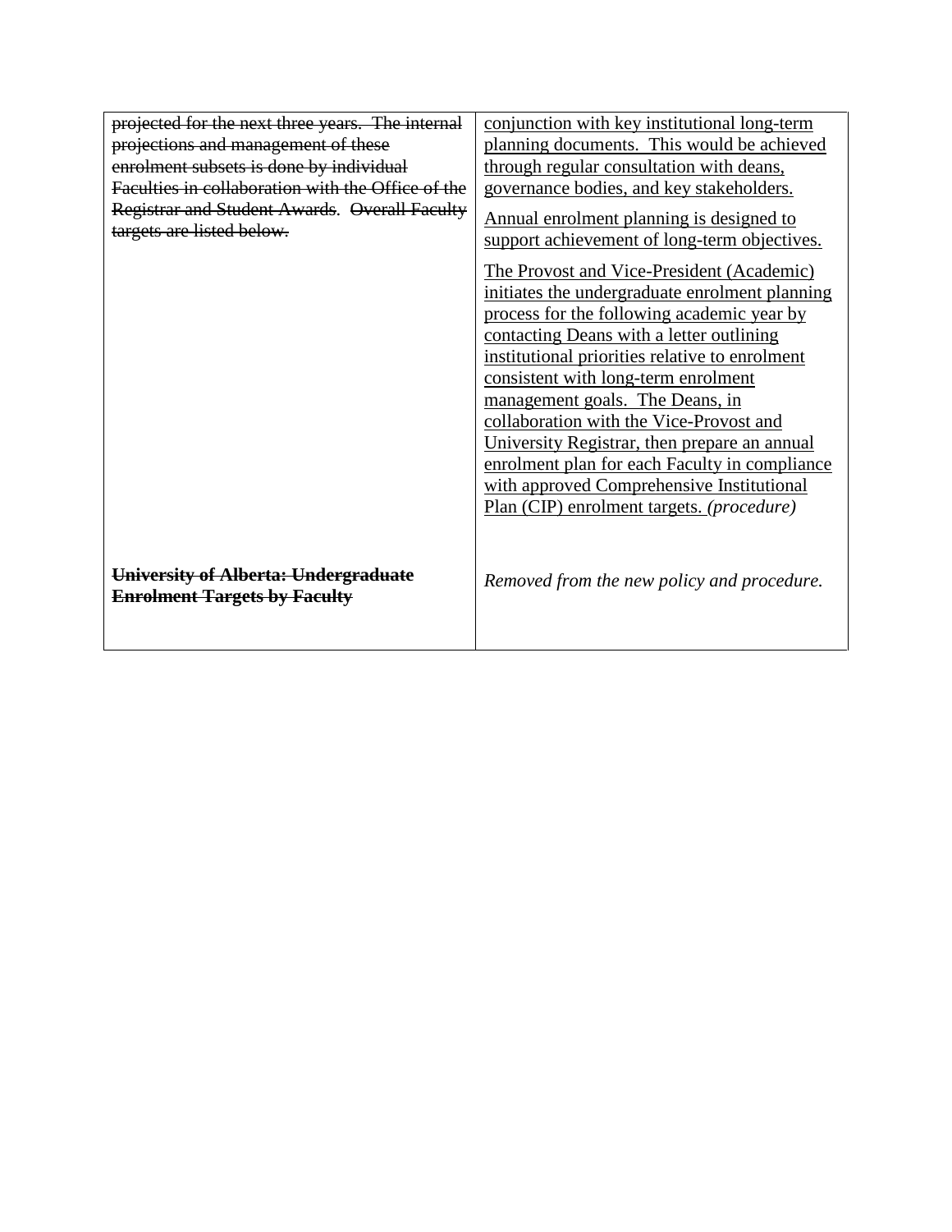| | |
|---|---|
| ~~projected for the next three years. The internal projections and management of these enrolment subsets is done by individual Faculties in collaboration with the Office of the Registrar and Student Awards. Overall Faculty targets are listed below.~~ | <u>conjunction with key institutional long-term planning documents. This would be achieved through regular consultation with deans, governance bodies, and key stakeholders.</u><br><br><u>Annual enrolment planning is designed to support achievement of long-term objectives.</u><br><br><u>The Provost and Vice-President (Academic) initiates the undergraduate enrolment planning process for the following academic year by contacting Deans with a letter outlining institutional priorities relative to enrolment consistent with long-term enrolment management goals. The Deans, in collaboration with the Vice-Provost and University Registrar, then prepare an annual enrolment plan for each Faculty in compliance with approved Comprehensive Institutional Plan (CIP) enrolment targets.</u> *(procedure)* |
| **~~University of Alberta: Undergraduate Enrolment Targets by Faculty~~** | *Removed from the new policy and procedure.* |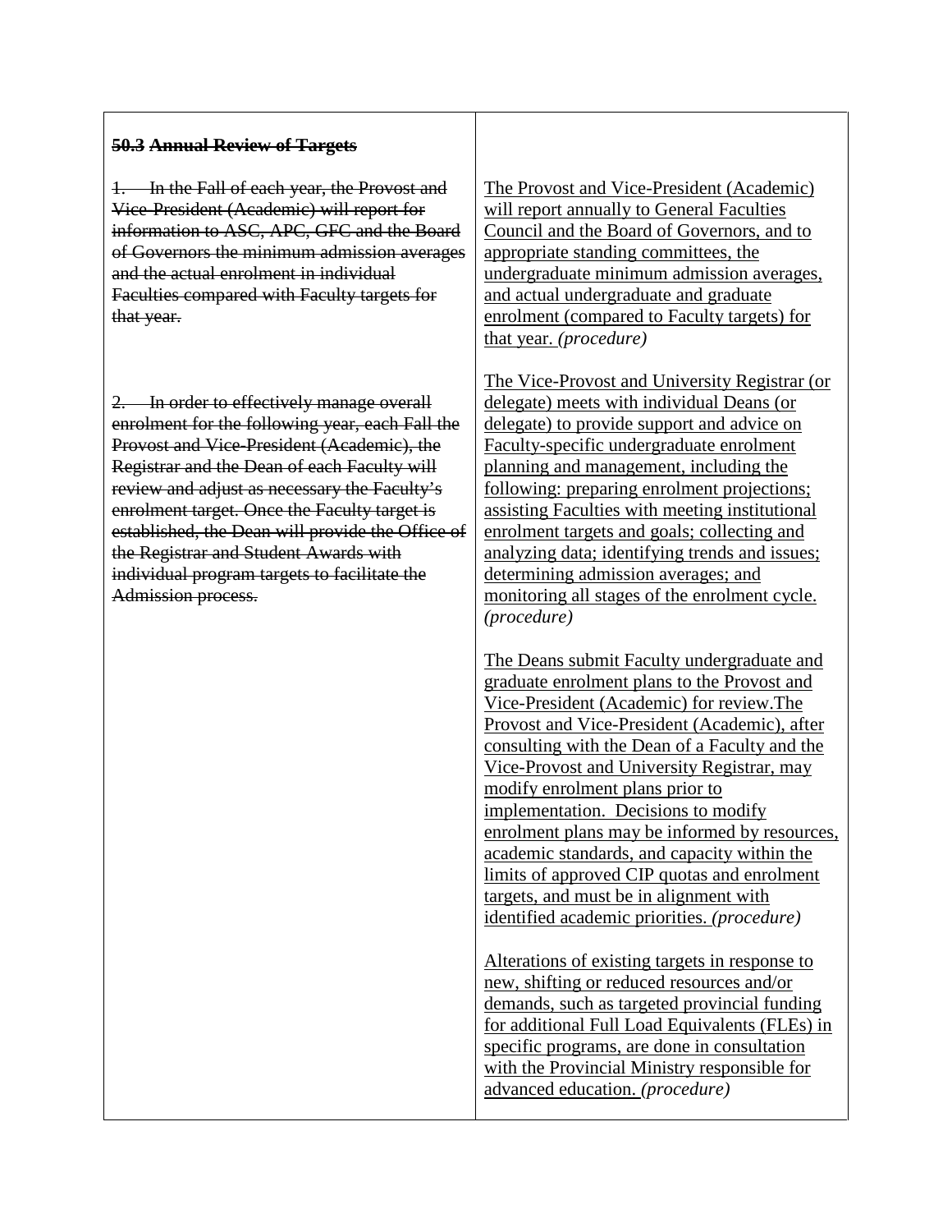| ~~**50.3 Annual Review of Targets**~~ | |
|---|---|
| ~~1. In the Fall of each year, the Provost and Vice-President (Academic) will report for information to ASC, APC, GFC and the Board of Governors the minimum admission averages and the actual enrolment in individual Faculties compared with Faculty targets for that year.~~ | <u>The Provost and Vice-President (Academic) will report annually to General Faculties Council and the Board of Governors, and to appropriate standing committees, the undergraduate minimum admission averages, and actual undergraduate and graduate enrolment (compared to Faculty targets) for that year.</u> *(procedure)* |
| ~~2. In order to effectively manage overall enrolment for the following year, each Fall the Provost and Vice-President (Academic), the Registrar and the Dean of each Faculty will review and adjust as necessary the Faculty's enrolment target. Once the Faculty target is established, the Dean will provide the Office of the Registrar and Student Awards with individual program targets to facilitate the Admission process.~~ | <u>The Vice-Provost and University Registrar (or delegate) meets with individual Deans (or delegate) to provide support and advice on Faculty-specific undergraduate enrolment planning and management, including the following: preparing enrolment projections; assisting Faculties with meeting institutional enrolment targets and goals; collecting and analyzing data; identifying trends and issues; determining admission averages; and monitoring all stages of the enrolment cycle.</u> *(procedure)*<br><br><u>The Deans submit Faculty undergraduate and graduate enrolment plans to the Provost and Vice-President (Academic) for review.The Provost and Vice-President (Academic), after consulting with the Dean of a Faculty and the Vice-Provost and University Registrar, may modify enrolment plans prior to implementation. Decisions to modify enrolment plans may be informed by resources, academic standards, and capacity within the limits of approved CIP quotas and enrolment targets, and must be in alignment with identified academic priorities.</u> *(procedure)*<br><br><u>Alterations of existing targets in response to new, shifting or reduced resources and/or demands, such as targeted provincial funding for additional Full Load Equivalents (FLEs) in specific programs, are done in consultation with the Provincial Ministry responsible for advanced education.</u> *(procedure)* |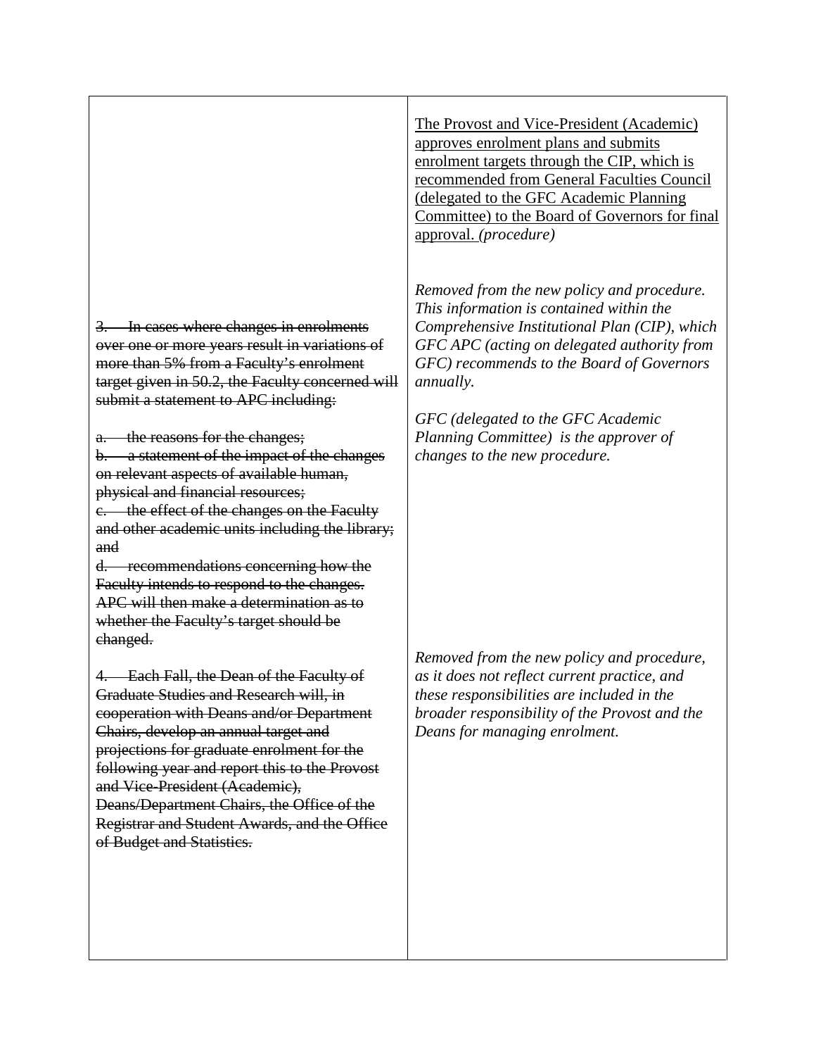| | |
|---|---|
| | The Provost and Vice-President (Academic) approves enrolment plans and submits enrolment targets through the CIP, which is recommended from General Faculties Council (delegated to the GFC Academic Planning Committee) to the Board of Governors for final approval. *(procedure)* |
| ~~3. In cases where changes in enrolments over one or more years result in variations of more than 5% from a Faculty's enrolment target given in 50.2, the Faculty concerned will submit a statement to APC including:~~<br><br>~~a. the reasons for the changes;~~<br>~~b. a statement of the impact of the changes on relevant aspects of available human, physical and financial resources;~~<br>~~c. the effect of the changes on the Faculty and other academic units including the library; and~~<br>~~d. recommendations concerning how the Faculty intends to respond to the changes. APC will then make a determination as to whether the Faculty's target should be changed.~~ | *Removed from the new policy and procedure. This information is contained within the Comprehensive Institutional Plan (CIP), which GFC APC (acting on delegated authority from GFC) recommends to the Board of Governors annually.*<br><br>*GFC (delegated to the GFC Academic Planning Committee) is the approver of changes to the new procedure.* |
| ~~4. Each Fall, the Dean of the Faculty of Graduate Studies and Research will, in cooperation with Deans and/or Department Chairs, develop an annual target and projections for graduate enrolment for the following year and report this to the Provost and Vice-President (Academic), Deans/Department Chairs, the Office of the Registrar and Student Awards, and the Office of Budget and Statistics.~~ | *Removed from the new policy and procedure, as it does not reflect current practice, and these responsibilities are included in the broader responsibility of the Provost and the Deans for managing enrolment.* |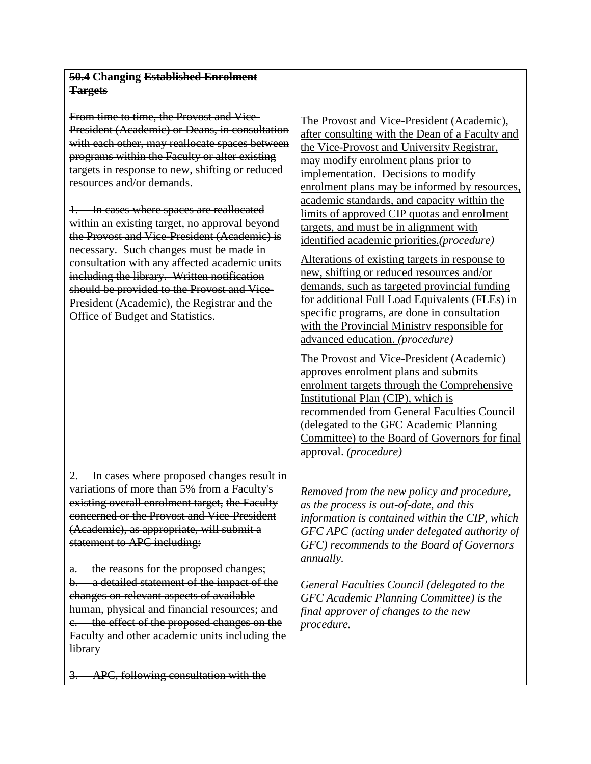| **50.4 Changing ~~Established Enrolment Targets~~** | |
| --- | --- |
| ~~From time to time, the Provost and Vice-President (Academic) or Deans, in consultation with each other, may reallocate spaces between programs within the Faculty or alter existing targets in response to new, shifting or reduced resources and/or demands.~~<br><br>~~1. In cases where spaces are reallocated within an existing target, no approval beyond the Provost and Vice-President (Academic) is necessary. Such changes must be made in consultation with any affected academic units including the library. Written notification should be provided to the Provost and Vice-President (Academic), the Registrar and the Office of Budget and Statistics.~~ | <u>The Provost and Vice-President (Academic), after consulting with the Dean of a Faculty and the Vice-Provost and University Registrar, may modify enrolment plans prior to implementation. Decisions to modify enrolment plans may be informed by resources, academic standards, and capacity within the limits of approved CIP quotas and enrolment targets, and must be in alignment with identified academic priorities.</u>*(procedure)*<br><br><u>Alterations of existing targets in response to new, shifting or reduced resources and/or demands, such as targeted provincial funding for additional Full Load Equivalents (FLEs) in specific programs, are done in consultation with the Provincial Ministry responsible for advanced education.</u> *(procedure)*<br><br><u>The Provost and Vice-President (Academic) approves enrolment plans and submits enrolment targets through the Comprehensive Institutional Plan (CIP), which is recommended from General Faculties Council (delegated to the GFC Academic Planning Committee) to the Board of Governors for final approval.</u> *(procedure)* |
| ~~2. In cases where proposed changes result in variations of more than 5% from a Faculty's existing overall enrolment target, the Faculty concerned or the Provost and Vice-President (Academic), as appropriate, will submit a statement to APC including:~~<br><br>~~a. the reasons for the proposed changes;~~<br>~~b. a detailed statement of the impact of the changes on relevant aspects of available human, physical and financial resources; and~~<br>~~c. the effect of the proposed changes on the Faculty and other academic units including the library~~<br><br>~~3. APC, following consultation with the~~ | *Removed from the new policy and procedure, as the process is out-of-date, and this information is contained within the CIP, which GFC APC (acting under delegated authority of GFC) recommends to the Board of Governors annually.*<br><br>*General Faculties Council (delegated to the GFC Academic Planning Committee) is the final approver of changes to the new procedure.* |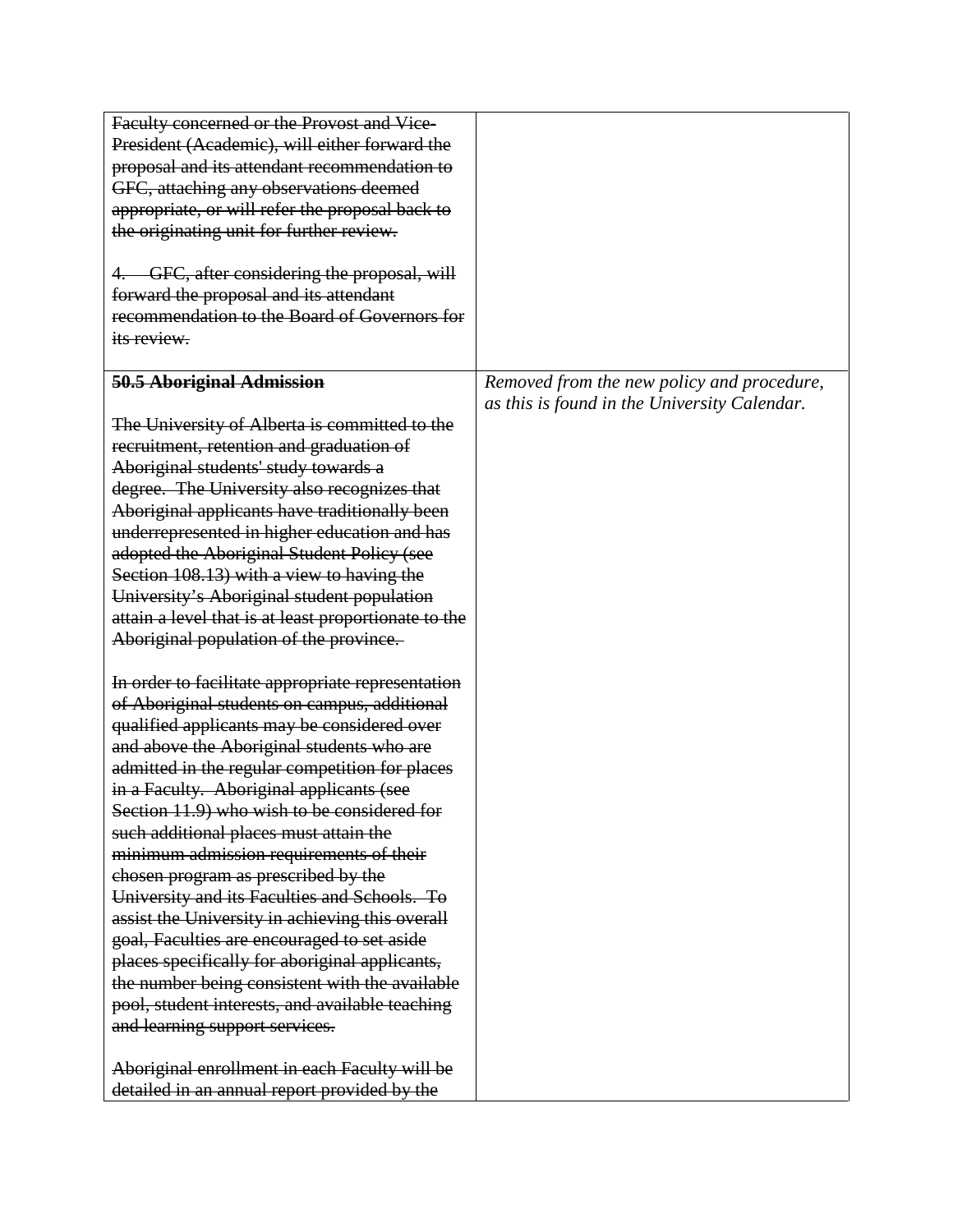| | |
|---|---|
| ~~Faculty concerned or the Provost and Vice-President (Academic), will either forward the proposal and its attendant recommendation to GFC, attaching any observations deemed appropriate, or will refer the proposal back to the originating unit for further review.~~<br><br>~~4. GFC, after considering the proposal, will forward the proposal and its attendant recommendation to the Board of Governors for its review.~~ | |
| ~~**50.5 Aboriginal Admission**~~<br><br>~~The University of Alberta is committed to the recruitment, retention and graduation of Aboriginal students' study towards a degree. The University also recognizes that Aboriginal applicants have traditionally been underrepresented in higher education and has adopted the Aboriginal Student Policy (see Section 108.13) with a view to having the University's Aboriginal student population attain a level that is at least proportionate to the Aboriginal population of the province.~~<br><br>~~In order to facilitate appropriate representation of Aboriginal students on campus, additional qualified applicants may be considered over and above the Aboriginal students who are admitted in the regular competition for places in a Faculty. Aboriginal applicants (see Section 11.9) who wish to be considered for such additional places must attain the minimum admission requirements of their chosen program as prescribed by the University and its Faculties and Schools. To assist the University in achieving this overall goal, Faculties are encouraged to set aside places specifically for aboriginal applicants, the number being consistent with the available pool, student interests, and available teaching and learning support services.~~<br><br>~~Aboriginal enrollment in each Faculty will be detailed in an annual report provided by the~~ | *Removed from the new policy and procedure, as this is found in the University Calendar.* |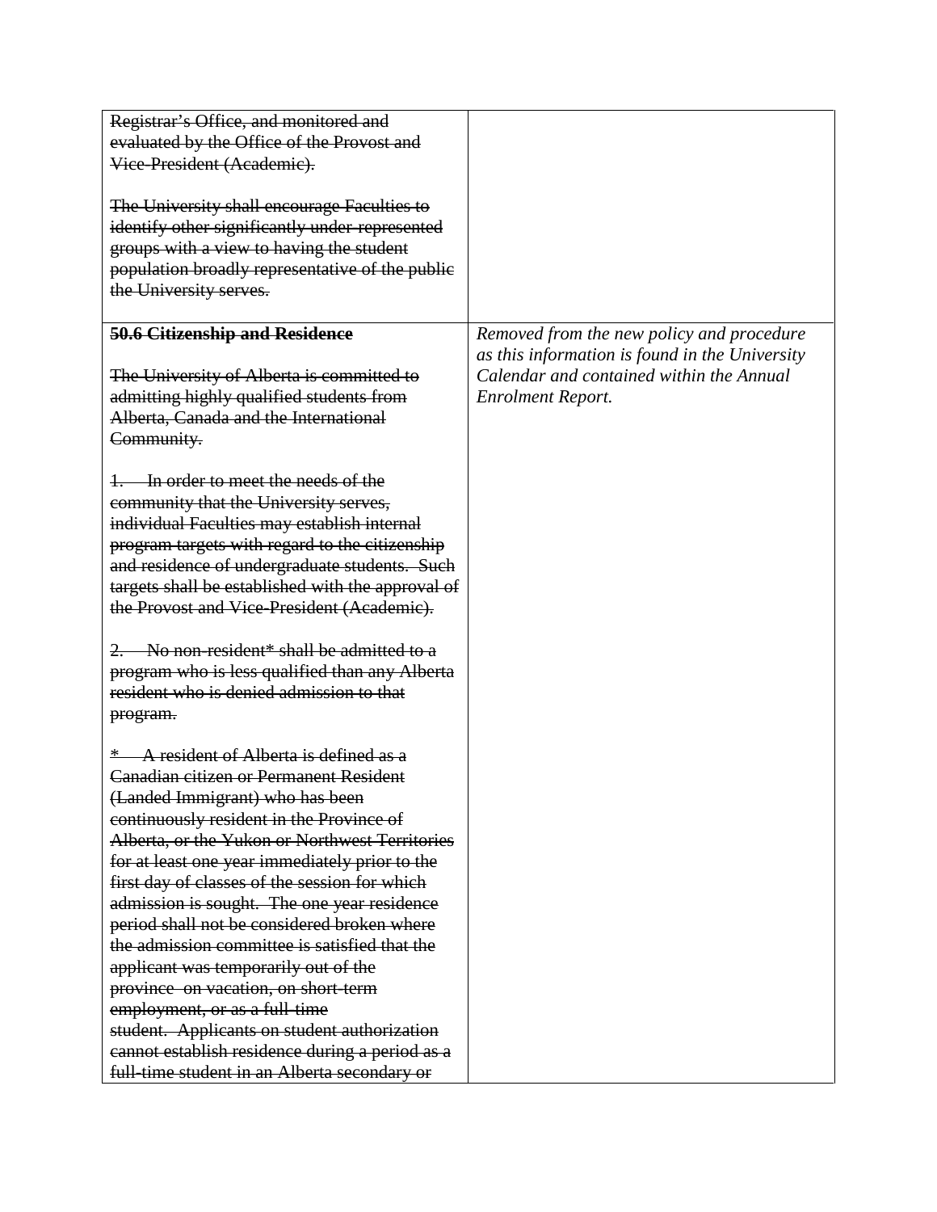| | |
|---|---|
| ~~Registrar's Office, and monitored and evaluated by the Office of the Provost and Vice-President (Academic).~~<br><br>~~The University shall encourage Faculties to identify other significantly under-represented groups with a view to having the student population broadly representative of the public the University serves.~~ | |
| ~~**50.6 Citizenship and Residence**~~<br><br>~~The University of Alberta is committed to admitting highly qualified students from Alberta, Canada and the International Community.~~<br><br>~~1. In order to meet the needs of the community that the University serves, individual Faculties may establish internal program targets with regard to the citizenship and residence of undergraduate students. Such targets shall be established with the approval of the Provost and Vice-President (Academic).~~<br><br>~~2. No non-resident* shall be admitted to a program who is less qualified than any Alberta resident who is denied admission to that program.~~<br><br>~~* A resident of Alberta is defined as a Canadian citizen or Permanent Resident (Landed Immigrant) who has been continuously resident in the Province of Alberta, or the Yukon or Northwest Territories for at least one year immediately prior to the first day of classes of the session for which admission is sought. The one year residence period shall not be considered broken where the admission committee is satisfied that the applicant was temporarily out of the province on vacation, on short-term employment, or as a full-time student. Applicants on student authorization cannot establish residence during a period as a full-time student in an Alberta secondary or~~ | *Removed from the new policy and procedure as this information is found in the University Calendar and contained within the Annual Enrolment Report.* |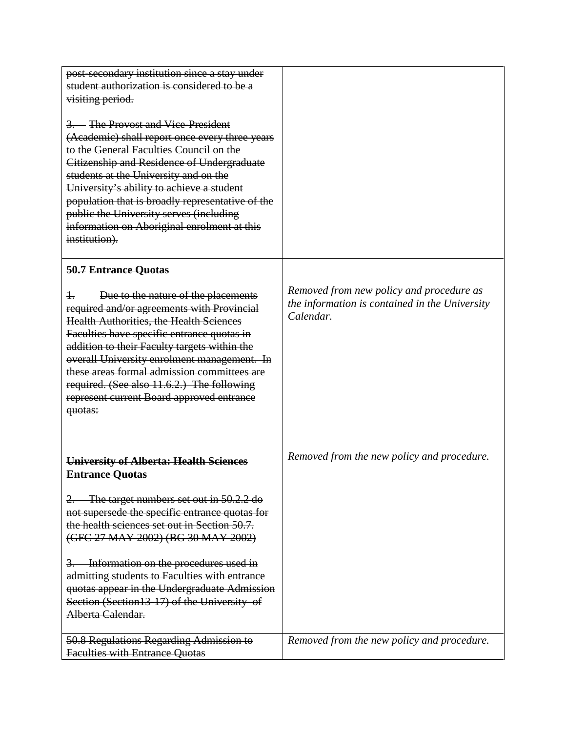| | |
|---|---|
| ~~post-secondary institution since a stay under student authorization is considered to be a visiting period.~~<br><br>~~3. The Provost and Vice-President (Academic) shall report once every three years to the General Faculties Council on the Citizenship and Residence of Undergraduate students at the University and on the University's ability to achieve a student population that is broadly representative of the public the University serves (including information on Aboriginal enrolment at this institution).~~ | |
| **50.7 ~~Entrance Quotas~~**<br><br>~~1. Due to the nature of the placements required and/or agreements with Provincial Health Authorities, the Health Sciences Faculties have specific entrance quotas in addition to their Faculty targets within the overall University enrolment management. In these areas formal admission committees are required. (See also 11.6.2.) The following represent current Board approved entrance quotas:~~<br><br>**~~University of Alberta: Health Sciences Entrance Quotas~~**<br><br>~~2. The target numbers set out in 50.2.2 do not supersede the specific entrance quotas for the health sciences set out in Section 50.7. (GFC 27 MAY 2002) (BG 30 MAY 2002)~~<br><br>~~3. Information on the procedures used in admitting students to Faculties with entrance quotas appear in the Undergraduate Admission Section (Section13-17) of the University of Alberta Calendar.~~ | *Removed from new policy and procedure as the information is contained in the University Calendar.*<br><br>*Removed from the new policy and procedure.* |
| ~~50.8 Regulations Regarding Admission to Faculties with Entrance Quotas~~ | *Removed from the new policy and procedure.* |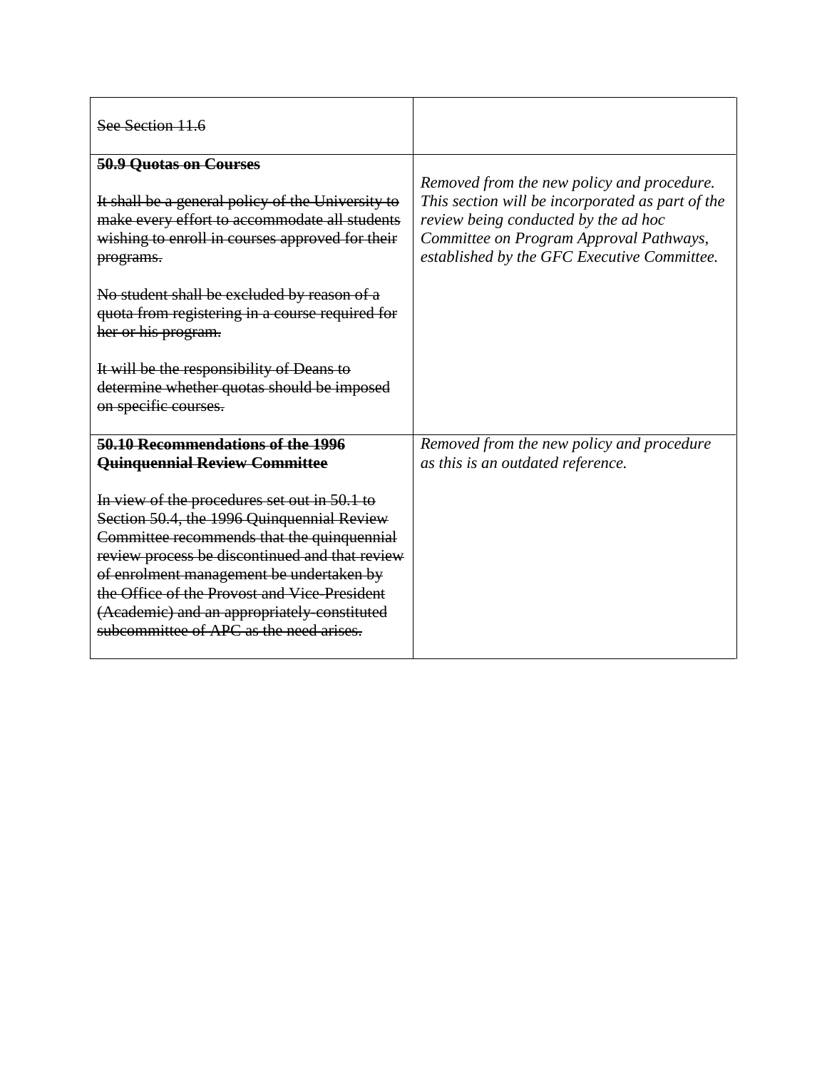| | |
|---|---|
| ~~See Section 11.6~~ | |
| **~~50.9 Quotas on Courses~~**<br><br>~~It shall be a general policy of the University to make every effort to accommodate all students wishing to enroll in courses approved for their programs.~~<br><br>~~No student shall be excluded by reason of a quota from registering in a course required for her or his program.~~<br><br>~~It will be the responsibility of Deans to determine whether quotas should be imposed on specific courses.~~ | *Removed from the new policy and procedure. This section will be incorporated as part of the review being conducted by the ad hoc Committee on Program Approval Pathways, established by the GFC Executive Committee.* |
| **~~50.10 Recommendations of the 1996 Quinquennial Review Committee~~**<br><br>~~In view of the procedures set out in 50.1 to Section 50.4, the 1996 Quinquennial Review Committee recommends that the quinquennial review process be discontinued and that review of enrolment management be undertaken by the Office of the Provost and Vice-President (Academic) and an appropriately-constituted subcommittee of APC as the need arises.~~ | *Removed from the new policy and procedure as this is an outdated reference.* |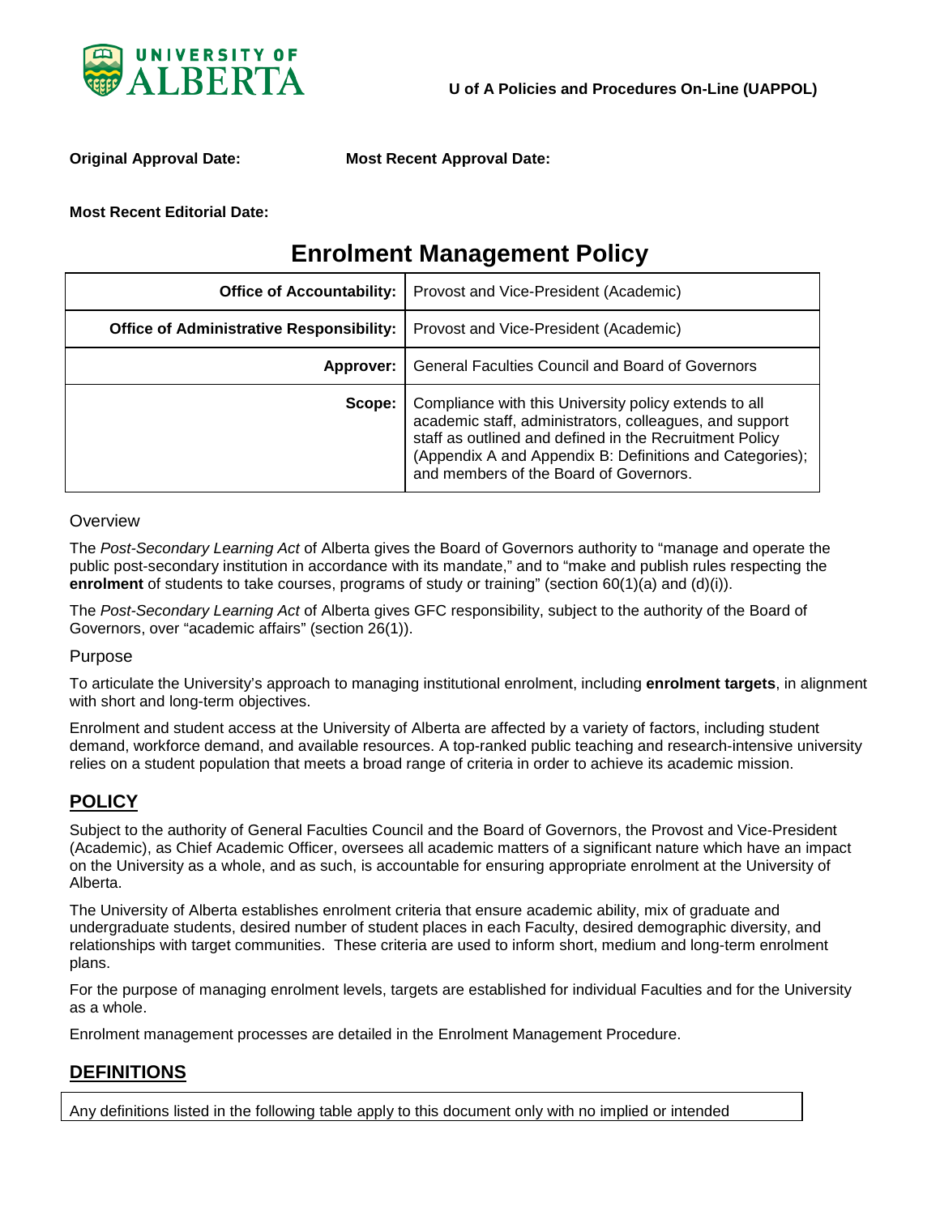U of A Policies and Procedures On-Line (UAPPOL)

**Original Approval Date:** **Most Recent Approval Date:**

**Most Recent Editorial Date:**

# Enrolment Management Policy

| | |
|---|---|
| **Office of Accountability:** | Provost and Vice-President (Academic) |
| **Office of Administrative Responsibility:** | Provost and Vice-President (Academic) |
| **Approver:** | General Faculties Council and Board of Governors |
| **Scope:** | Compliance with this University policy extends to all academic staff, administrators, colleagues, and support staff as outlined and defined in the Recruitment Policy (Appendix A and Appendix B: Definitions and Categories); and members of the Board of Governors. |

### Overview

The *Post-Secondary Learning Act* of Alberta gives the Board of Governors authority to "manage and operate the public post-secondary institution in accordance with its mandate," and to "make and publish rules respecting the **enrolment** of students to take courses, programs of study or training" (section 60(1)(a) and (d)(i)).

The *Post-Secondary Learning Act* of Alberta gives GFC responsibility, subject to the authority of the Board of Governors, over "academic affairs" (section 26(1)).

### Purpose

To articulate the University's approach to managing institutional enrolment, including **enrolment targets**, in alignment with short and long-term objectives.

Enrolment and student access at the University of Alberta are affected by a variety of factors, including student demand, workforce demand, and available resources. A top-ranked public teaching and research-intensive university relies on a student population that meets a broad range of criteria in order to achieve its academic mission.

## POLICY

Subject to the authority of General Faculties Council and the Board of Governors, the Provost and Vice-President (Academic), as Chief Academic Officer, oversees all academic matters of a significant nature which have an impact on the University as a whole, and as such, is accountable for ensuring appropriate enrolment at the University of Alberta.

The University of Alberta establishes enrolment criteria that ensure academic ability, mix of graduate and undergraduate students, desired number of student places in each Faculty, desired demographic diversity, and relationships with target communities. These criteria are used to inform short, medium and long-term enrolment plans.

For the purpose of managing enrolment levels, targets are established for individual Faculties and for the University as a whole.

Enrolment management processes are detailed in the Enrolment Management Procedure.

## DEFINITIONS

Any definitions listed in the following table apply to this document only with no implied or intended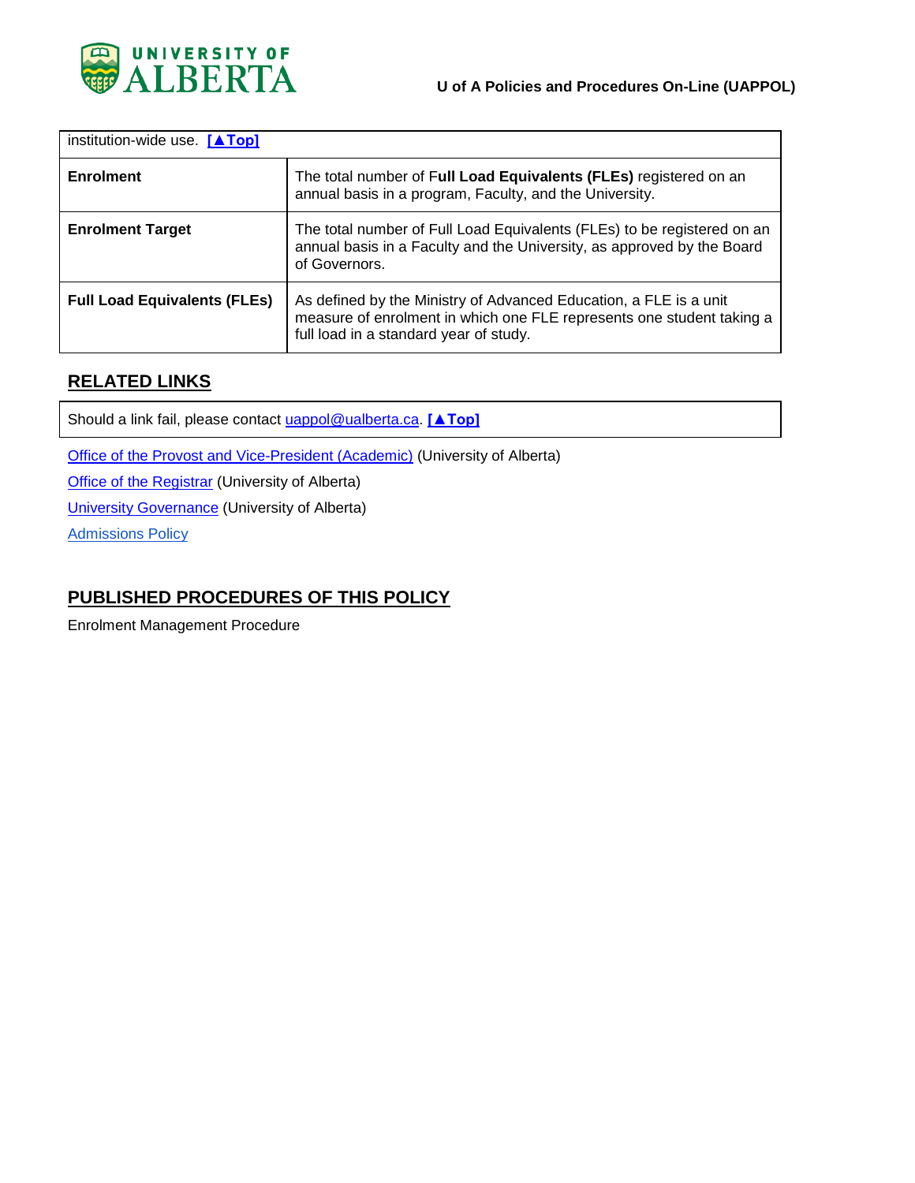| | |
|---|---|
| institution-wide use. **[▲Top]** | |
| **Enrolment** | The total number of F**ull Load Equivalents (FLEs)** registered on an annual basis in a program, Faculty, and the University. |
| **Enrolment Target** | The total number of Full Load Equivalents (FLEs) to be registered on an annual basis in a Faculty and the University, as approved by the Board of Governors. |
| **Full Load Equivalents (FLEs)** | As defined by the Ministry of Advanced Education, a FLE is a unit measure of enrolment in which one FLE represents one student taking a full load in a standard year of study. |

## RELATED LINKS

Should a link fail, please contact uappol@ualberta.ca. **[▲Top]**

Office of the Provost and Vice-President (Academic) (University of Alberta)

Office of the Registrar (University of Alberta)

University Governance (University of Alberta)

Admissions Policy

## PUBLISHED PROCEDURES OF THIS POLICY

Enrolment Management Procedure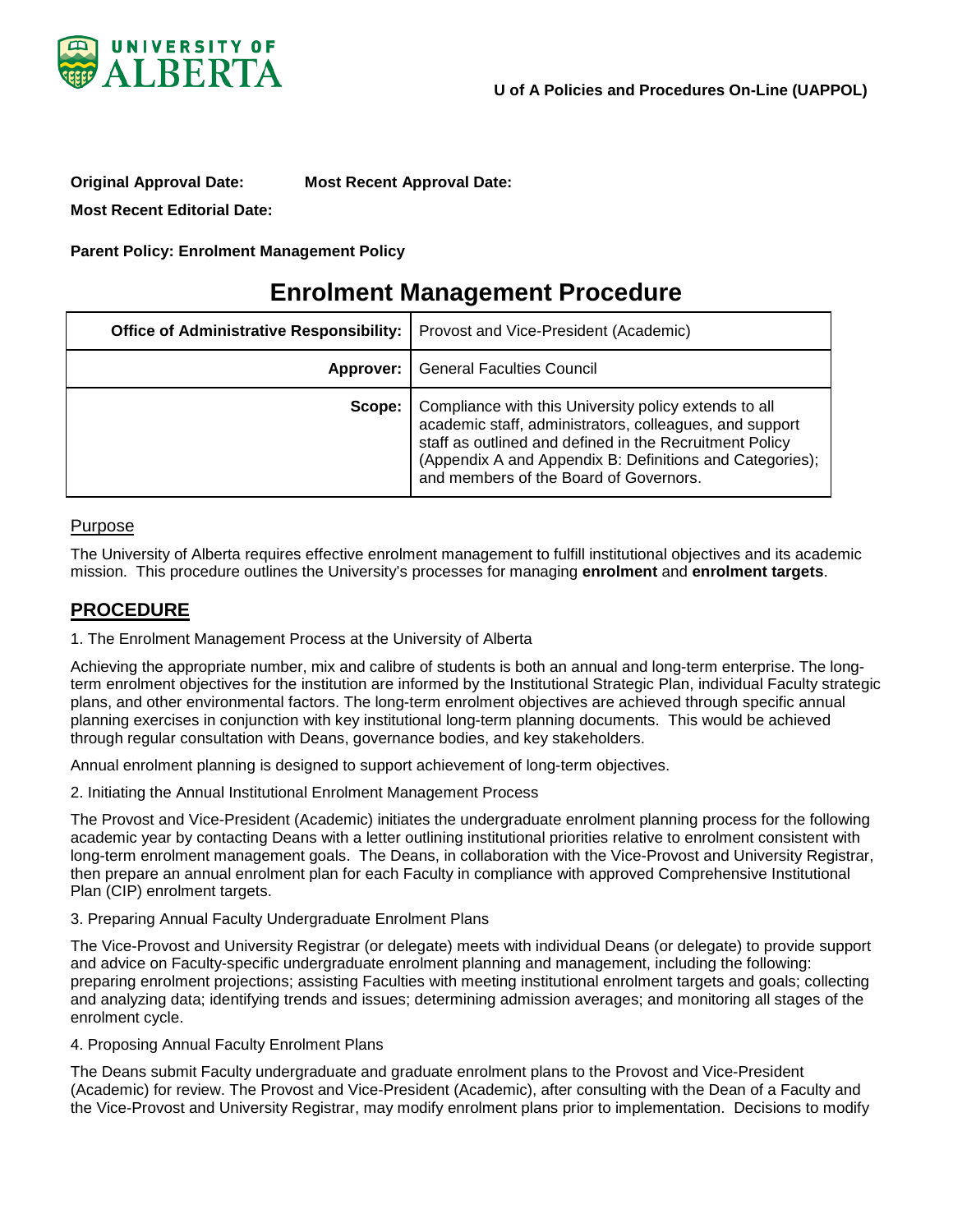U of A Policies and Procedures On-Line (UAPPOL)

**Original Approval Date:** **Most Recent Approval Date:**

**Most Recent Editorial Date:**

**Parent Policy: Enrolment Management Policy**

# Enrolment Management Procedure

| **Office of Administrative Responsibility:** | Provost and Vice-President (Academic) |
|---|---|
| **Approver:** | General Faculties Council |
| **Scope:** | Compliance with this University policy extends to all academic staff, administrators, colleagues, and support staff as outlined and defined in the Recruitment Policy (Appendix A and Appendix B: Definitions and Categories); and members of the Board of Governors. |

## Purpose

The University of Alberta requires effective enrolment management to fulfill institutional objectives and its academic mission. This procedure outlines the University's processes for managing **enrolment** and **enrolment targets**.

## PROCEDURE

1. The Enrolment Management Process at the University of Alberta

Achieving the appropriate number, mix and calibre of students is both an annual and long-term enterprise. The long-term enrolment objectives for the institution are informed by the Institutional Strategic Plan, individual Faculty strategic plans, and other environmental factors. The long-term enrolment objectives are achieved through specific annual planning exercises in conjunction with key institutional long-term planning documents. This would be achieved through regular consultation with Deans, governance bodies, and key stakeholders.

Annual enrolment planning is designed to support achievement of long-term objectives.

2. Initiating the Annual Institutional Enrolment Management Process

The Provost and Vice-President (Academic) initiates the undergraduate enrolment planning process for the following academic year by contacting Deans with a letter outlining institutional priorities relative to enrolment consistent with long-term enrolment management goals. The Deans, in collaboration with the Vice-Provost and University Registrar, then prepare an annual enrolment plan for each Faculty in compliance with approved Comprehensive Institutional Plan (CIP) enrolment targets.

3. Preparing Annual Faculty Undergraduate Enrolment Plans

The Vice-Provost and University Registrar (or delegate) meets with individual Deans (or delegate) to provide support and advice on Faculty-specific undergraduate enrolment planning and management, including the following: preparing enrolment projections; assisting Faculties with meeting institutional enrolment targets and goals; collecting and analyzing data; identifying trends and issues; determining admission averages; and monitoring all stages of the enrolment cycle.

4. Proposing Annual Faculty Enrolment Plans

The Deans submit Faculty undergraduate and graduate enrolment plans to the Provost and Vice-President (Academic) for review. The Provost and Vice-President (Academic), after consulting with the Dean of a Faculty and the Vice-Provost and University Registrar, may modify enrolment plans prior to implementation. Decisions to modify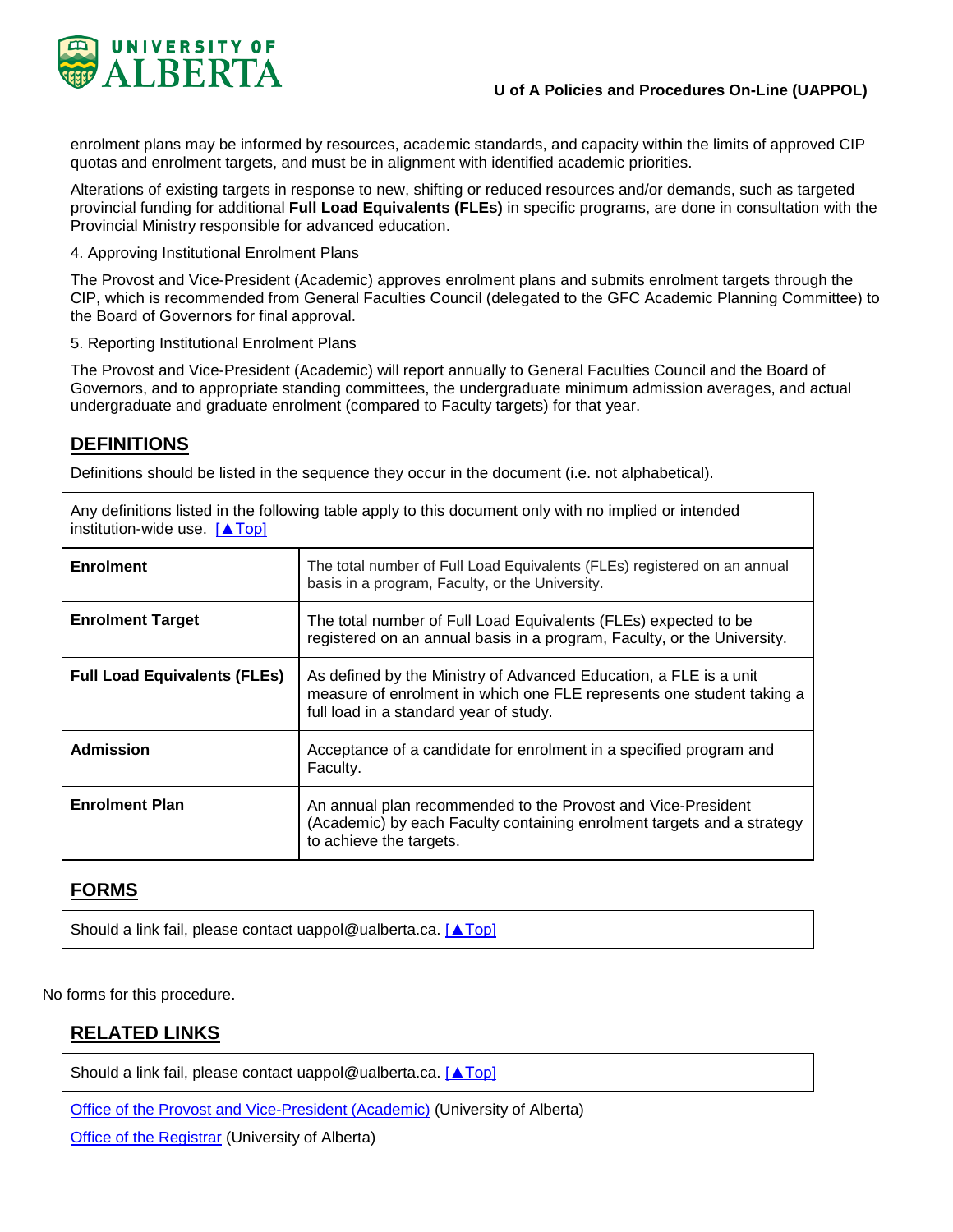enrolment plans may be informed by resources, academic standards, and capacity within the limits of approved CIP quotas and enrolment targets, and must be in alignment with identified academic priorities.

Alterations of existing targets in response to new, shifting or reduced resources and/or demands, such as targeted provincial funding for additional **Full Load Equivalents (FLEs)** in specific programs, are done in consultation with the Provincial Ministry responsible for advanced education.

4. Approving Institutional Enrolment Plans

The Provost and Vice-President (Academic) approves enrolment plans and submits enrolment targets through the CIP, which is recommended from General Faculties Council (delegated to the GFC Academic Planning Committee) to the Board of Governors for final approval.

5. Reporting Institutional Enrolment Plans

The Provost and Vice-President (Academic) will report annually to General Faculties Council and the Board of Governors, and to appropriate standing committees, the undergraduate minimum admission averages, and actual undergraduate and graduate enrolment (compared to Faculty targets) for that year.

## DEFINITIONS

Definitions should be listed in the sequence they occur in the document (i.e. not alphabetical).

| Any definitions listed in the following table apply to this document only with no implied or intended institution-wide use. [▲Top] | |
|---|---|
| **Enrolment** | The total number of Full Load Equivalents (FLEs) registered on an annual basis in a program, Faculty, or the University. |
| **Enrolment Target** | The total number of Full Load Equivalents (FLEs) expected to be registered on an annual basis in a program, Faculty, or the University. |
| **Full Load Equivalents (FLEs)** | As defined by the Ministry of Advanced Education, a FLE is a unit measure of enrolment in which one FLE represents one student taking a full load in a standard year of study. |
| **Admission** | Acceptance of a candidate for enrolment in a specified program and Faculty. |
| **Enrolment Plan** | An annual plan recommended to the Provost and Vice-President (Academic) by each Faculty containing enrolment targets and a strategy to achieve the targets. |

## FORMS

Should a link fail, please contact uappol@ualberta.ca. [▲Top]

No forms for this procedure.

## RELATED LINKS

Should a link fail, please contact uappol@ualberta.ca. [▲Top]

Office of the Provost and Vice-President (Academic) (University of Alberta)

Office of the Registrar (University of Alberta)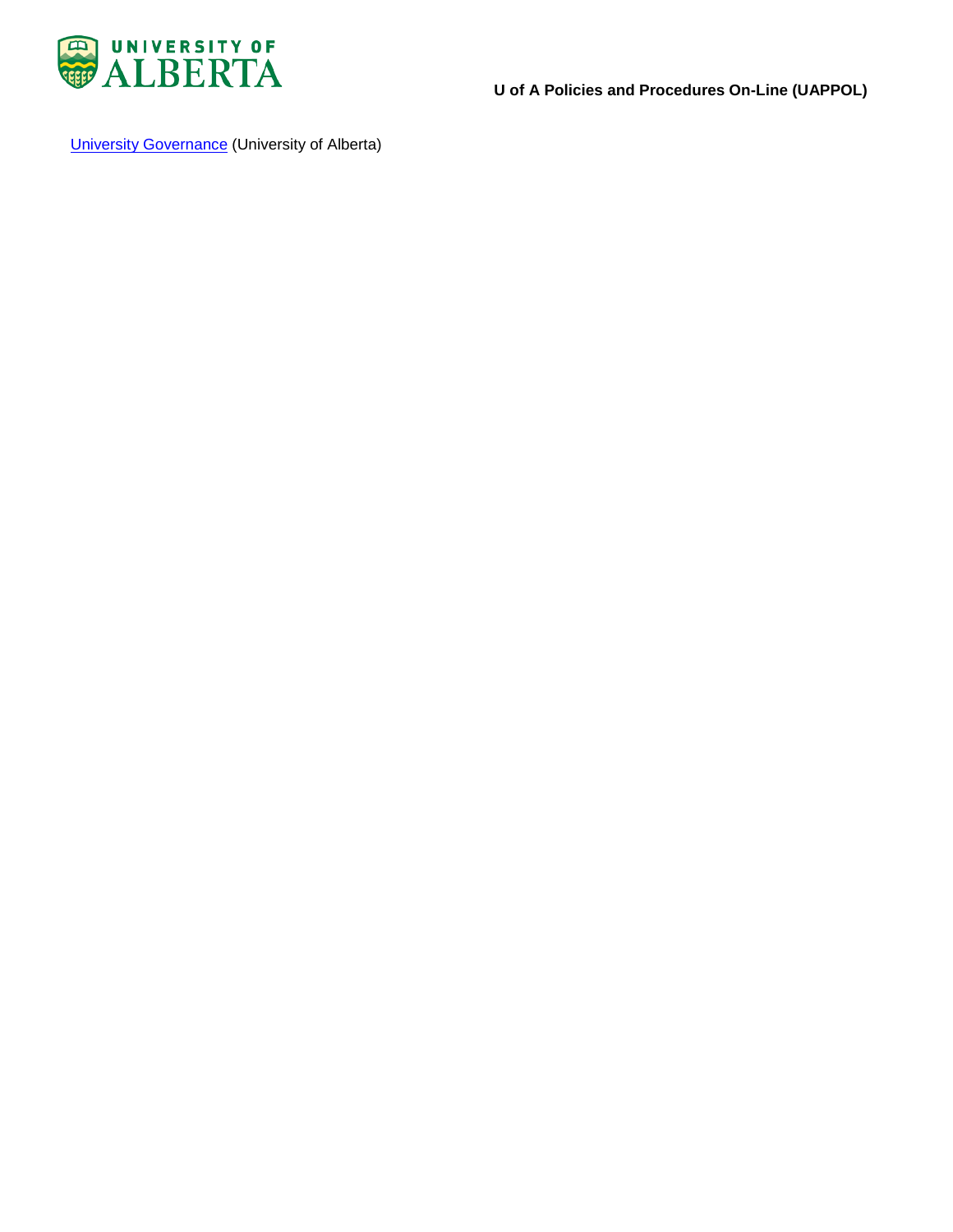[University Governance](University Governance) (University of Alberta)